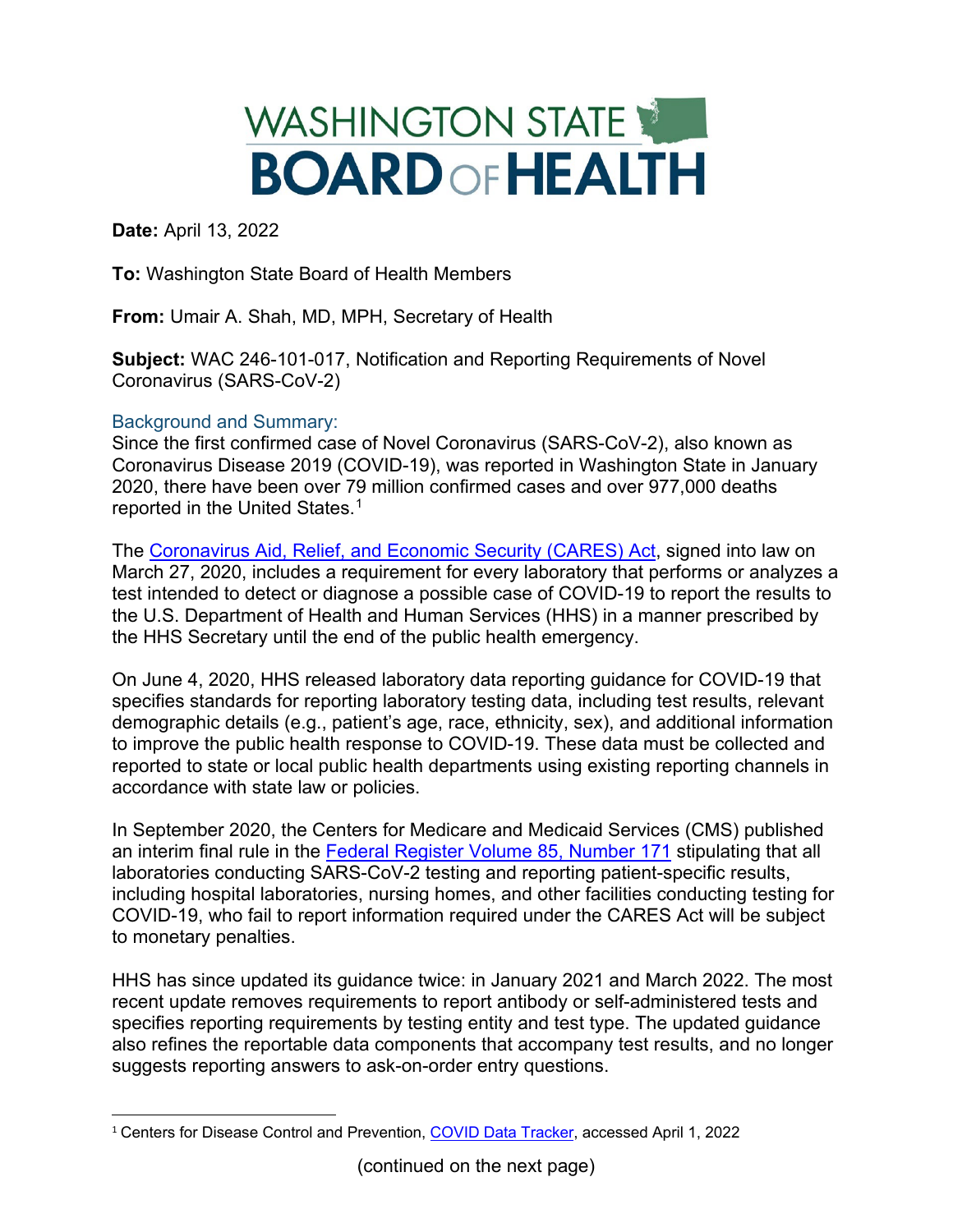# WASHINGTON STATE BOARD OF HEALTH

**Date:** April 13, 2022

**To:** Washington State Board of Health Members

**From:** Umair A. Shah, MD, MPH, Secretary of Health

**Subject:** WAC 246-101-017, Notification and Reporting Requirements of Novel Coronavirus (SARS-CoV-2)

## Background and Summary:

Since the first confirmed case of Novel Coronavirus (SARS-CoV-2), also known as Coronavirus Disease 2019 (COVID-19), was reported in Washington State in January 2020, there have been over 79 million confirmed cases and over 977,000 deaths reported in the United States.[1]

The Coronavirus Aid, Relief, and Economic Security (CARES) Act, signed into law on March 27, 2020, includes a requirement for every laboratory that performs or analyzes a test intended to detect or diagnose a possible case of COVID-19 to report the results to the U.S. Department of Health and Human Services (HHS) in a manner prescribed by the HHS Secretary until the end of the public health emergency.

On June 4, 2020, HHS released laboratory data reporting guidance for COVID-19 that specifies standards for reporting laboratory testing data, including test results, relevant demographic details (e.g., patient's age, race, ethnicity, sex), and additional information to improve the public health response to COVID-19. These data must be collected and reported to state or local public health departments using existing reporting channels in accordance with state law or policies.

In September 2020, the Centers for Medicare and Medicaid Services (CMS) published an interim final rule in the Federal Register Volume 85, Number 171 stipulating that all laboratories conducting SARS-CoV-2 testing and reporting patient-specific results, including hospital laboratories, nursing homes, and other facilities conducting testing for COVID-19, who fail to report information required under the CARES Act will be subject to monetary penalties.

HHS has since updated its guidance twice: in January 2021 and March 2022. The most recent update removes requirements to report antibody or self-administered tests and specifies reporting requirements by testing entity and test type. The updated guidance also refines the reportable data components that accompany test results, and no longer suggests reporting answers to ask-on-order entry questions.

[1] Centers for Disease Control and Prevention, COVID Data Tracker, accessed April 1, 2022

(continued on the next page)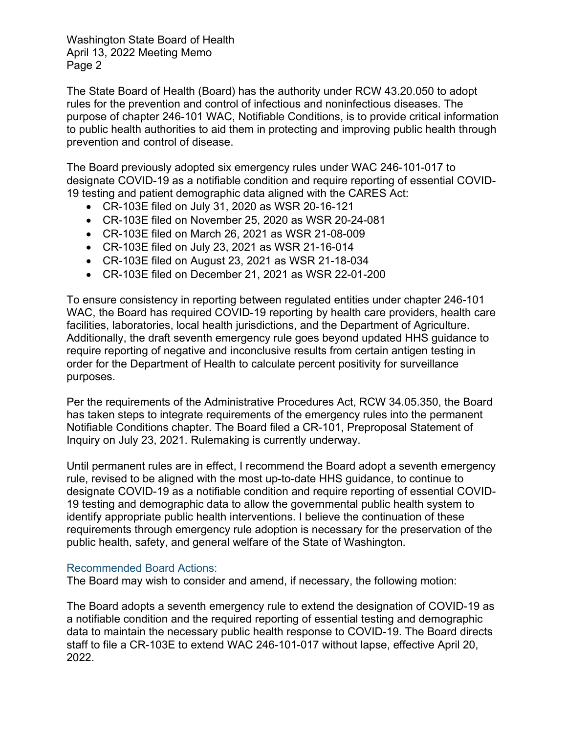The State Board of Health (Board) has the authority under RCW 43.20.050 to adopt rules for the prevention and control of infectious and noninfectious diseases. The purpose of chapter 246-101 WAC, Notifiable Conditions, is to provide critical information to public health authorities to aid them in protecting and improving public health through prevention and control of disease.

The Board previously adopted six emergency rules under WAC 246-101-017 to designate COVID-19 as a notifiable condition and require reporting of essential COVID-19 testing and patient demographic data aligned with the CARES Act:

- CR-103E filed on July 31, 2020 as WSR 20-16-121
- CR-103E filed on November 25, 2020 as WSR 20-24-081
- CR-103E filed on March 26, 2021 as WSR 21-08-009
- CR-103E filed on July 23, 2021 as WSR 21-16-014
- CR-103E filed on August 23, 2021 as WSR 21-18-034
- CR-103E filed on December 21, 2021 as WSR 22-01-200

To ensure consistency in reporting between regulated entities under chapter 246-101 WAC, the Board has required COVID-19 reporting by health care providers, health care facilities, laboratories, local health jurisdictions, and the Department of Agriculture. Additionally, the draft seventh emergency rule goes beyond updated HHS guidance to require reporting of negative and inconclusive results from certain antigen testing in order for the Department of Health to calculate percent positivity for surveillance purposes.

Per the requirements of the Administrative Procedures Act, RCW 34.05.350, the Board has taken steps to integrate requirements of the emergency rules into the permanent Notifiable Conditions chapter. The Board filed a CR-101, Preproposal Statement of Inquiry on July 23, 2021. Rulemaking is currently underway.

Until permanent rules are in effect, I recommend the Board adopt a seventh emergency rule, revised to be aligned with the most up-to-date HHS guidance, to continue to designate COVID-19 as a notifiable condition and require reporting of essential COVID-19 testing and demographic data to allow the governmental public health system to identify appropriate public health interventions. I believe the continuation of these requirements through emergency rule adoption is necessary for the preservation of the public health, safety, and general welfare of the State of Washington.

## Recommended Board Actions:

The Board may wish to consider and amend, if necessary, the following motion:

The Board adopts a seventh emergency rule to extend the designation of COVID-19 as a notifiable condition and the required reporting of essential testing and demographic data to maintain the necessary public health response to COVID-19. The Board directs staff to file a CR-103E to extend WAC 246-101-017 without lapse, effective April 20, 2022.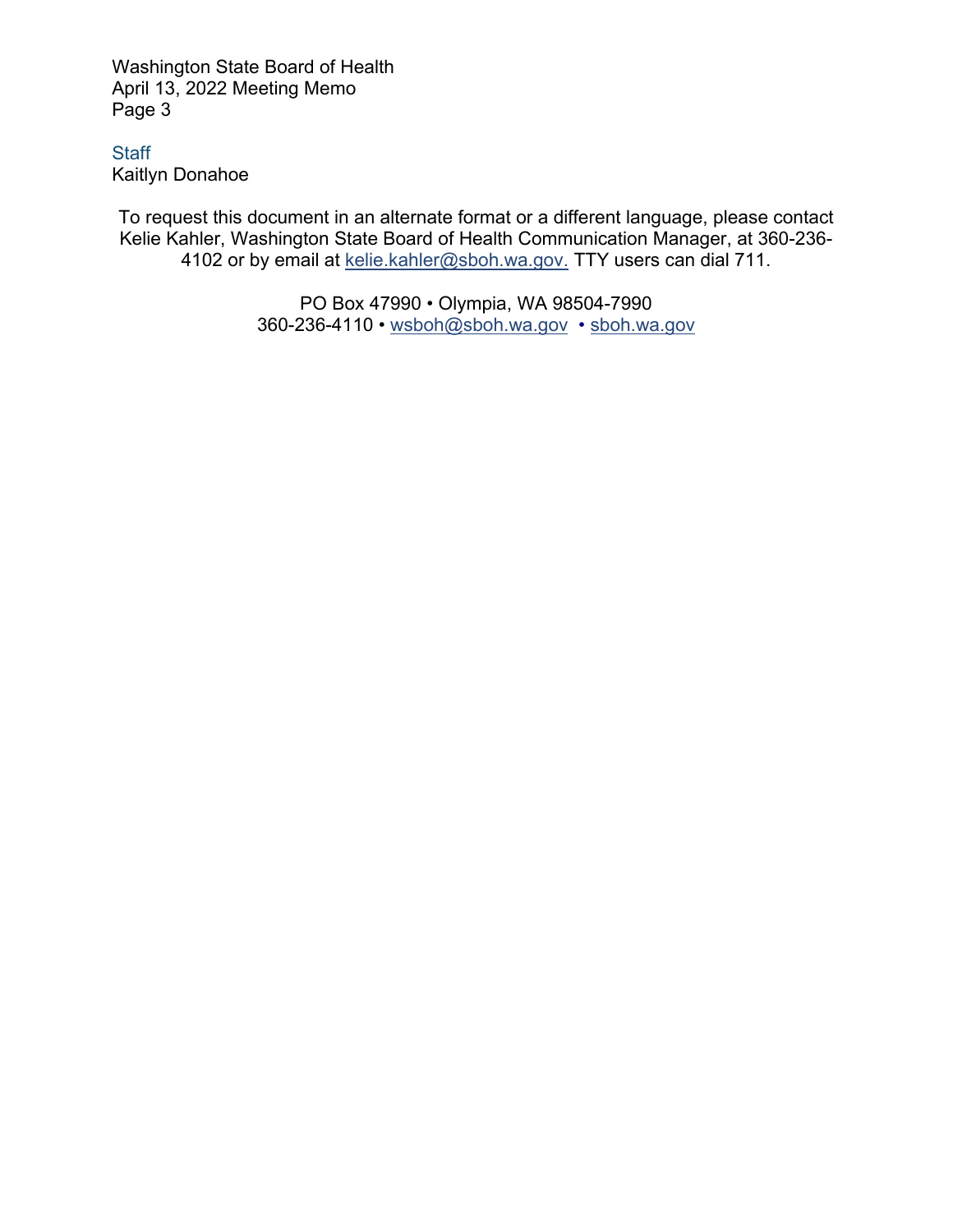### Staff

Kaitlyn Donahoe

To request this document in an alternate format or a different language, please contact Kelie Kahler, Washington State Board of Health Communication Manager, at 360-236-4102 or by email at kelie.kahler@sboh.wa.gov. TTY users can dial 711.

PO Box 47990 • Olympia, WA 98504-7990
360-236-4110 • wsboh@sboh.wa.gov • sboh.wa.gov